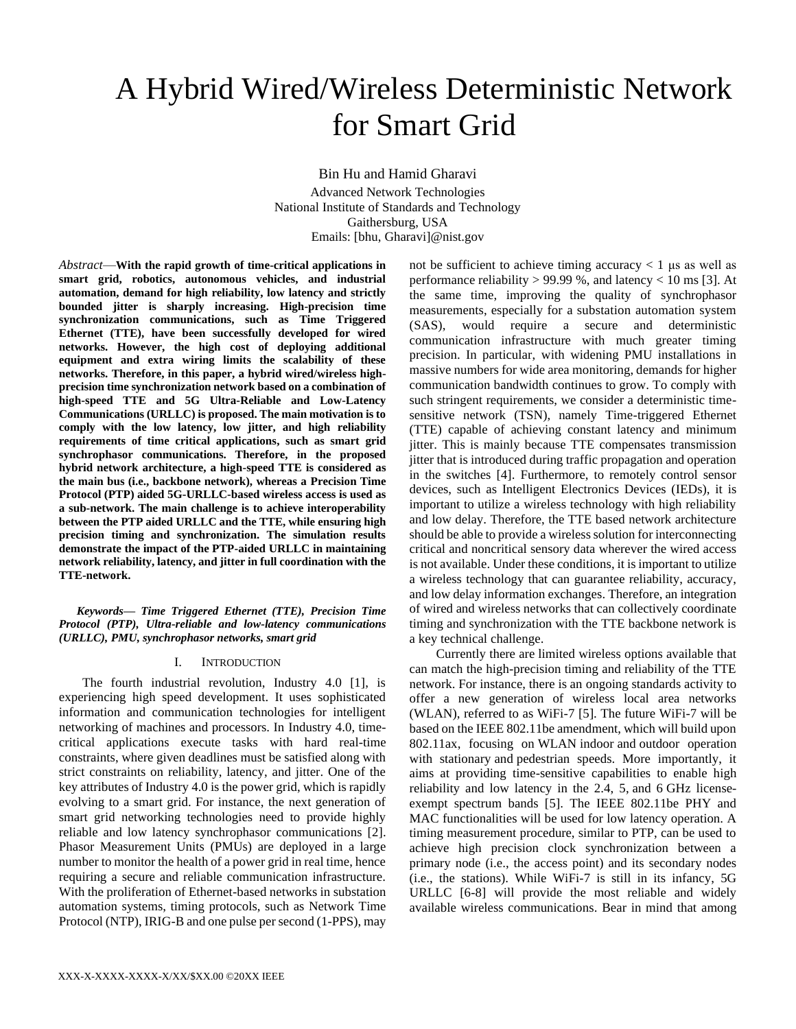# A Hybrid Wired/Wireless Deterministic Network for Smart Grid

Bin Hu and Hamid Gharavi

Advanced Network Technologies
National Institute of Standards and Technology
Gaithersburg, USA
Emails: [bhu, Gharavi]@nist.gov

*Abstract*—**With the rapid growth of time-critical applications in smart grid, robotics, autonomous vehicles, and industrial automation, demand for high reliability, low latency and strictly bounded jitter is sharply increasing. High-precision time synchronization communications, such as Time Triggered Ethernet (TTE), have been successfully developed for wired networks. However, the high cost of deploying additional equipment and extra wiring limits the scalability of these networks. Therefore, in this paper, a hybrid wired/wireless high-precision time synchronization network based on a combination of high-speed TTE and 5G Ultra-Reliable and Low-Latency Communications (URLLC) is proposed. The main motivation is to comply with the low latency, low jitter, and high reliability requirements of time critical applications, such as smart grid synchrophasor communications. Therefore, in the proposed hybrid network architecture, a high-speed TTE is considered as the main bus (i.e., backbone network), whereas a Precision Time Protocol (PTP) aided 5G-URLLC-based wireless access is used as a sub-network. The main challenge is to achieve interoperability between the PTP aided URLLC and the TTE, while ensuring high precision timing and synchronization. The simulation results demonstrate the impact of the PTP-aided URLLC in maintaining network reliability, latency, and jitter in full coordination with the TTE-network.**

***Keywords— Time Triggered Ethernet (TTE), Precision Time Protocol (PTP), Ultra-reliable and low-latency communications (URLLC), PMU, synchrophasor networks, smart grid***

## I. INTRODUCTION

The fourth industrial revolution, Industry 4.0 [1], is experiencing high speed development. It uses sophisticated information and communication technologies for intelligent networking of machines and processors. In Industry 4.0, time-critical applications execute tasks with hard real-time constraints, where given deadlines must be satisfied along with strict constraints on reliability, latency, and jitter. One of the key attributes of Industry 4.0 is the power grid, which is rapidly evolving to a smart grid. For instance, the next generation of smart grid networking technologies need to provide highly reliable and low latency synchrophasor communications [2]. Phasor Measurement Units (PMUs) are deployed in a large number to monitor the health of a power grid in real time, hence requiring a secure and reliable communication infrastructure. With the proliferation of Ethernet-based networks in substation automation systems, timing protocols, such as Network Time Protocol (NTP), IRIG-B and one pulse per second (1-PPS), may not be sufficient to achieve timing accuracy < 1 μs as well as performance reliability > 99.99 %, and latency < 10 ms [3]. At the same time, improving the quality of synchrophasor measurements, especially for a substation automation system (SAS), would require a secure and deterministic communication infrastructure with much greater timing precision. In particular, with widening PMU installations in massive numbers for wide area monitoring, demands for higher communication bandwidth continues to grow. To comply with such stringent requirements, we consider a deterministic time-sensitive network (TSN), namely Time-triggered Ethernet (TTE) capable of achieving constant latency and minimum jitter. This is mainly because TTE compensates transmission jitter that is introduced during traffic propagation and operation in the switches [4]. Furthermore, to remotely control sensor devices, such as Intelligent Electronics Devices (IEDs), it is important to utilize a wireless technology with high reliability and low delay. Therefore, the TTE based network architecture should be able to provide a wireless solution for interconnecting critical and noncritical sensory data wherever the wired access is not available. Under these conditions, it is important to utilize a wireless technology that can guarantee reliability, accuracy, and low delay information exchanges. Therefore, an integration of wired and wireless networks that can collectively coordinate timing and synchronization with the TTE backbone network is a key technical challenge.

Currently there are limited wireless options available that can match the high-precision timing and reliability of the TTE network. For instance, there is an ongoing standards activity to offer a new generation of wireless local area networks (WLAN), referred to as WiFi-7 [5]. The future WiFi-7 will be based on the IEEE 802.11be amendment, which will build upon 802.11ax, focusing on WLAN indoor and outdoor operation with stationary and pedestrian speeds. More importantly, it aims at providing time-sensitive capabilities to enable high reliability and low latency in the 2.4, 5, and 6 GHz license-exempt spectrum bands [5]. The IEEE 802.11be PHY and MAC functionalities will be used for low latency operation. A timing measurement procedure, similar to PTP, can be used to achieve high precision clock synchronization between a primary node (i.e., the access point) and its secondary nodes (i.e., the stations). While WiFi-7 is still in its infancy, 5G URLLC [6-8] will provide the most reliable and widely available wireless communications. Bear in mind that among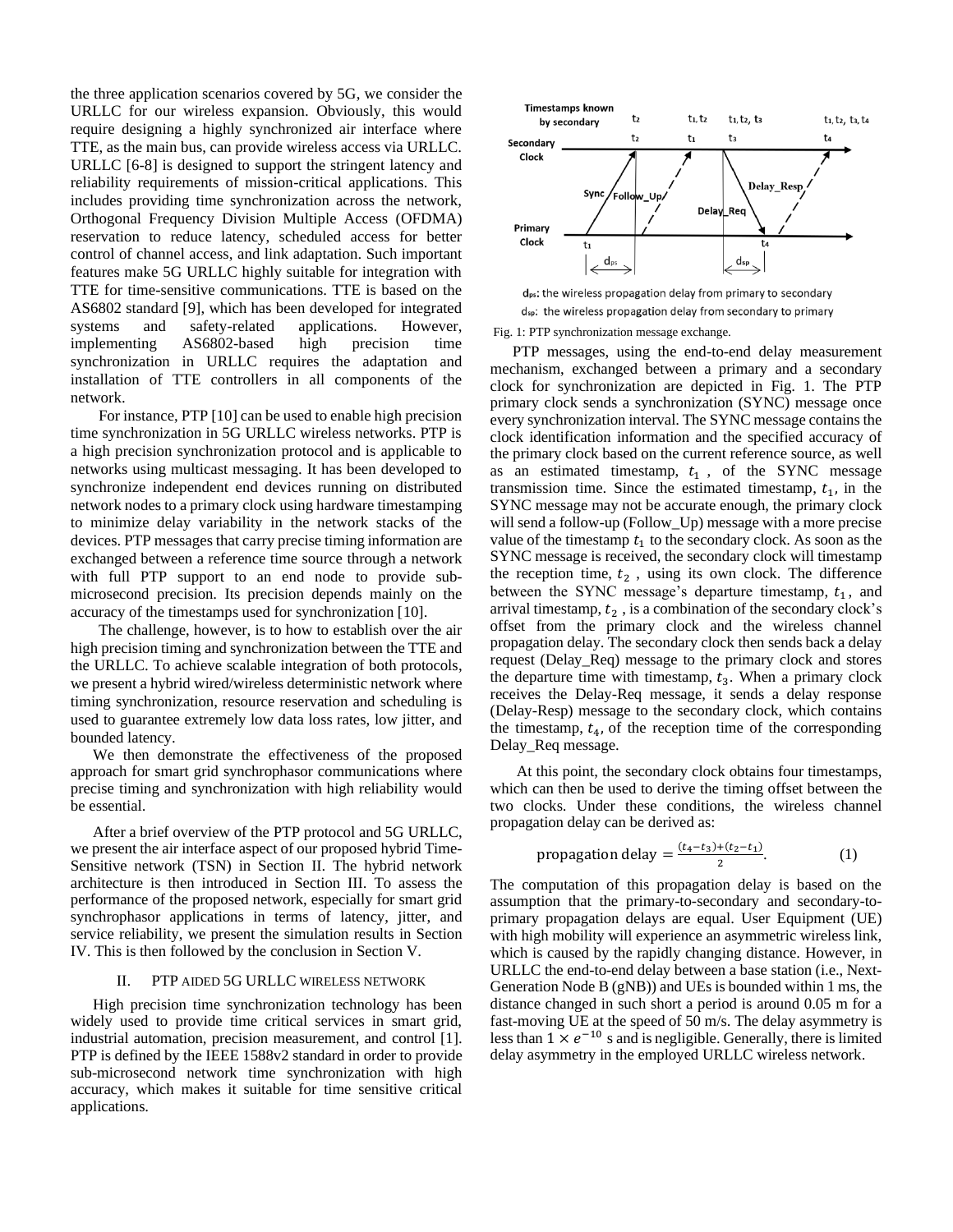the three application scenarios covered by 5G, we consider the URLLC for our wireless expansion. Obviously, this would require designing a highly synchronized air interface where TTE, as the main bus, can provide wireless access via URLLC. URLLC [6-8] is designed to support the stringent latency and reliability requirements of mission-critical applications. This includes providing time synchronization across the network, Orthogonal Frequency Division Multiple Access (OFDMA) reservation to reduce latency, scheduled access for better control of channel access, and link adaptation. Such important features make 5G URLLC highly suitable for integration with TTE for time-sensitive communications. TTE is based on the AS6802 standard [9], which has been developed for integrated systems and safety-related applications. However, implementing AS6802-based high precision time synchronization in URLLC requires the adaptation and installation of TTE controllers in all components of the network.

For instance, PTP [10] can be used to enable high precision time synchronization in 5G URLLC wireless networks. PTP is a high precision synchronization protocol and is applicable to networks using multicast messaging. It has been developed to synchronize independent end devices running on distributed network nodes to a primary clock using hardware timestamping to minimize delay variability in the network stacks of the devices. PTP messages that carry precise timing information are exchanged between a reference time source through a network with full PTP support to an end node to provide sub-microsecond precision. Its precision depends mainly on the accuracy of the timestamps used for synchronization [10].

The challenge, however, is to how to establish over the air high precision timing and synchronization between the TTE and the URLLC. To achieve scalable integration of both protocols, we present a hybrid wired/wireless deterministic network where timing synchronization, resource reservation and scheduling is used to guarantee extremely low data loss rates, low jitter, and bounded latency.

We then demonstrate the effectiveness of the proposed approach for smart grid synchrophasor communications where precise timing and synchronization with high reliability would be essential.

After a brief overview of the PTP protocol and 5G URLLC, we present the air interface aspect of our proposed hybrid Time-Sensitive network (TSN) in Section II. The hybrid network architecture is then introduced in Section III. To assess the performance of the proposed network, especially for smart grid synchrophasor applications in terms of latency, jitter, and service reliability, we present the simulation results in Section IV. This is then followed by the conclusion in Section V.

## II. PTP AIDED 5G URLLC WIRELESS NETWORK

High precision time synchronization technology has been widely used to provide time critical services in smart grid, industrial automation, precision measurement, and control [1]. PTP is defined by the IEEE 1588v2 standard in order to provide sub-microsecond network time synchronization with high accuracy, which makes it suitable for time sensitive critical applications.

Fig. 1: PTP synchronization message exchange.

PTP messages, using the end-to-end delay measurement mechanism, exchanged between a primary and a secondary clock for synchronization are depicted in Fig. 1. The PTP primary clock sends a synchronization (SYNC) message once every synchronization interval. The SYNC message contains the clock identification information and the specified accuracy of the primary clock based on the current reference source, as well as an estimated timestamp, $t_1$, of the SYNC message transmission time. Since the estimated timestamp, $t_1$, in the SYNC message may not be accurate enough, the primary clock will send a follow-up (Follow_Up) message with a more precise value of the timestamp $t_1$ to the secondary clock. As soon as the SYNC message is received, the secondary clock will timestamp the reception time, $t_2$, using its own clock. The difference between the SYNC message's departure timestamp, $t_1$, and arrival timestamp, $t_2$, is a combination of the secondary clock's offset from the primary clock and the wireless channel propagation delay. The secondary clock then sends back a delay request (Delay_Req) message to the primary clock and stores the departure time with timestamp, $t_3$. When a primary clock receives the Delay-Req message, it sends a delay response (Delay-Resp) message to the secondary clock, which contains the timestamp, $t_4$, of the reception time of the corresponding Delay_Req message.

At this point, the secondary clock obtains four timestamps, which can then be used to derive the timing offset between the two clocks. Under these conditions, the wireless channel propagation delay can be derived as:

$$\text{propagation delay} = \frac{(t_4 - t_3) + (t_2 - t_1)}{2}. \qquad (1)$$

The computation of this propagation delay is based on the assumption that the primary-to-secondary and secondary-to-primary propagation delays are equal. User Equipment (UE) with high mobility will experience an asymmetric wireless link, which is caused by the rapidly changing distance. However, in URLLC the end-to-end delay between a base station (i.e., Next-Generation Node B (gNB)) and UEs is bounded within 1 ms, the distance changed in such short a period is around 0.05 m for a fast-moving UE at the speed of 50 m/s. The delay asymmetry is less than $1 \times e^{-10}$ s and is negligible. Generally, there is limited delay asymmetry in the employed URLLC wireless network.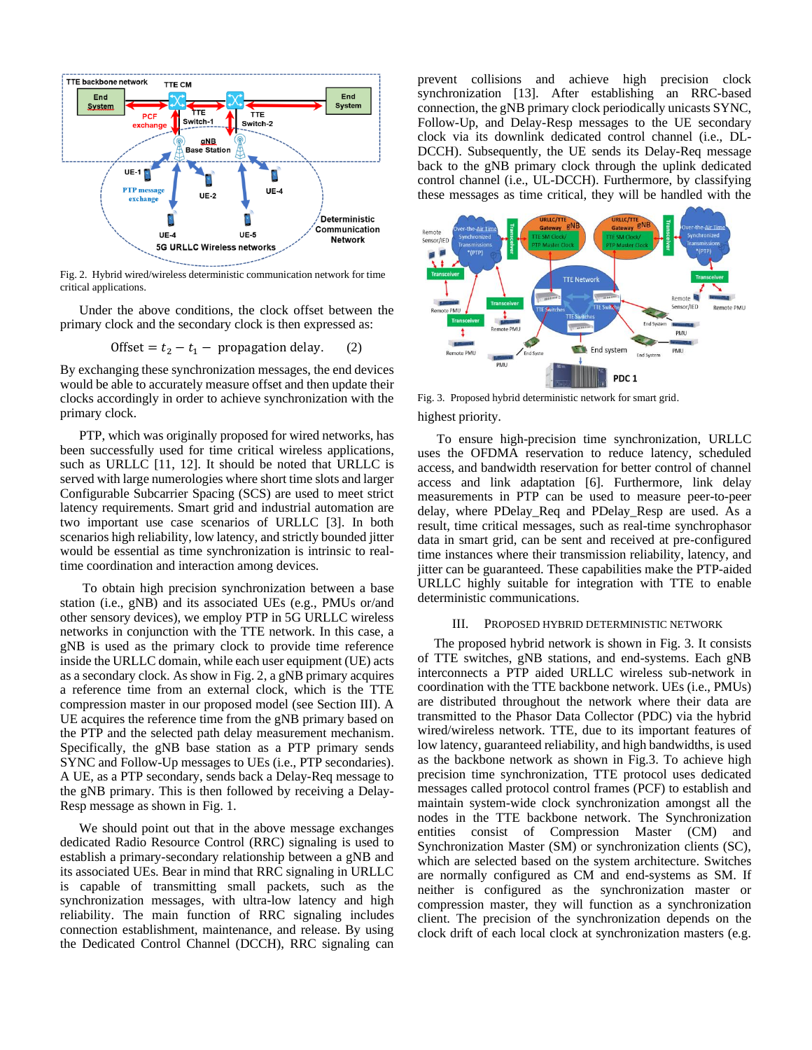Fig. 2. Hybrid wired/wireless deterministic communication network for time critical applications.

Under the above conditions, the clock offset between the primary clock and the secondary clock is then expressed as:

$$\text{Offset} = t_2 - t_1 - \text{propagation delay}. \quad (2)$$

By exchanging these synchronization messages, the end devices would be able to accurately measure offset and then update their clocks accordingly in order to achieve synchronization with the primary clock.

PTP, which was originally proposed for wired networks, has been successfully used for time critical wireless applications, such as URLLC [11, 12]. It should be noted that URLLC is served with large numerologies where short time slots and larger Configurable Subcarrier Spacing (SCS) are used to meet strict latency requirements. Smart grid and industrial automation are two important use case scenarios of URLLC [3]. In both scenarios high reliability, low latency, and strictly bounded jitter would be essential as time synchronization is intrinsic to real-time coordination and interaction among devices.

To obtain high precision synchronization between a base station (i.e., gNB) and its associated UEs (e.g., PMUs or/and other sensory devices), we employ PTP in 5G URLLC wireless networks in conjunction with the TTE network. In this case, a gNB is used as the primary clock to provide time reference inside the URLLC domain, while each user equipment (UE) acts as a secondary clock. As show in Fig. 2, a gNB primary acquires a reference time from an external clock, which is the TTE compression master in our proposed model (see Section III). A UE acquires the reference time from the gNB primary based on the PTP and the selected path delay measurement mechanism. Specifically, the gNB base station as a PTP primary sends SYNC and Follow-Up messages to UEs (i.e., PTP secondaries). A UE, as a PTP secondary, sends back a Delay-Req message to the gNB primary. This is then followed by receiving a Delay-Resp message as shown in Fig. 1.

We should point out that in the above message exchanges dedicated Radio Resource Control (RRC) signaling is used to establish a primary-secondary relationship between a gNB and its associated UEs. Bear in mind that RRC signaling in URLLC is capable of transmitting small packets, such as the synchronization messages, with ultra-low latency and high reliability. The main function of RRC signaling includes connection establishment, maintenance, and release. By using the Dedicated Control Channel (DCCH), RRC signaling can prevent collisions and achieve high precision clock synchronization [13]. After establishing an RRC-based connection, the gNB primary clock periodically unicasts SYNC, Follow-Up, and Delay-Resp messages to the UE secondary clock via its downlink dedicated control channel (i.e., DL-DCCH). Subsequently, the UE sends its Delay-Req message back to the gNB primary clock through the uplink dedicated control channel (i.e., UL-DCCH). Furthermore, by classifying these messages as time critical, they will be handled with the highest priority.

Fig. 3. Proposed hybrid deterministic network for smart grid.

To ensure high-precision time synchronization, URLLC uses the OFDMA reservation to reduce latency, scheduled access, and bandwidth reservation for better control of channel access and link adaptation [6]. Furthermore, link delay measurements in PTP can be used to measure peer-to-peer delay, where PDelay_Req and PDelay_Resp are used. As a result, time critical messages, such as real-time synchrophasor data in smart grid, can be sent and received at pre-configured time instances where their transmission reliability, latency, and jitter can be guaranteed. These capabilities make the PTP-aided URLLC highly suitable for integration with TTE to enable deterministic communications.

## III. Proposed Hybrid Deterministic Network

The proposed hybrid network is shown in Fig. 3. It consists of TTE switches, gNB stations, and end-systems. Each gNB interconnects a PTP aided URLLC wireless sub-network in coordination with the TTE backbone network. UEs (i.e., PMUs) are distributed throughout the network where their data are transmitted to the Phasor Data Collector (PDC) via the hybrid wired/wireless network. TTE, due to its important features of low latency, guaranteed reliability, and high bandwidths, is used as the backbone network as shown in Fig.3. To achieve high precision time synchronization, TTE protocol uses dedicated messages called protocol control frames (PCF) to establish and maintain system-wide clock synchronization amongst all the nodes in the TTE backbone network. The Synchronization entities consist of Compression Master (CM) and Synchronization Master (SM) or synchronization clients (SC), which are selected based on the system architecture. Switches are normally configured as CM and end-systems as SM. If neither is configured as the synchronization master or compression master, they will function as a synchronization client. The precision of the synchronization depends on the clock drift of each local clock at synchronization masters (e.g.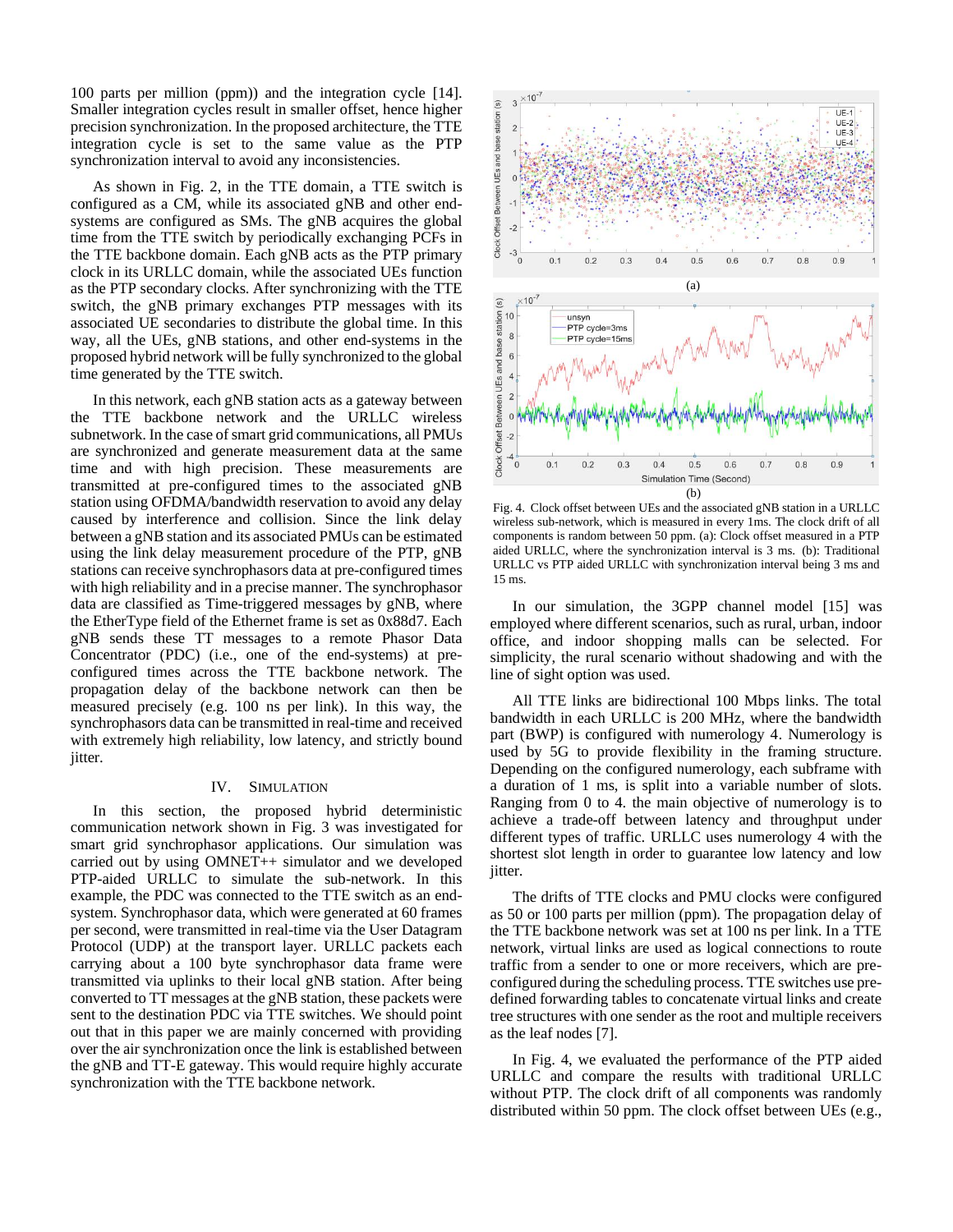100 parts per million (ppm)) and the integration cycle [14]. Smaller integration cycles result in smaller offset, hence higher precision synchronization. In the proposed architecture, the TTE integration cycle is set to the same value as the PTP synchronization interval to avoid any inconsistencies.

As shown in Fig. 2, in the TTE domain, a TTE switch is configured as a CM, while its associated gNB and other end-systems are configured as SMs. The gNB acquires the global time from the TTE switch by periodically exchanging PCFs in the TTE backbone domain. Each gNB acts as the PTP primary clock in its URLLC domain, while the associated UEs function as the PTP secondary clocks. After synchronizing with the TTE switch, the gNB primary exchanges PTP messages with its associated UE secondaries to distribute the global time. In this way, all the UEs, gNB stations, and other end-systems in the proposed hybrid network will be fully synchronized to the global time generated by the TTE switch.

In this network, each gNB station acts as a gateway between the TTE backbone network and the URLLC wireless subnetwork. In the case of smart grid communications, all PMUs are synchronized and generate measurement data at the same time and with high precision. These measurements are transmitted at pre-configured times to the associated gNB station using OFDMA/bandwidth reservation to avoid any delay caused by interference and collision. Since the link delay between a gNB station and its associated PMUs can be estimated using the link delay measurement procedure of the PTP, gNB stations can receive synchrophasors data at pre-configured times with high reliability and in a precise manner. The synchrophasor data are classified as Time-triggered messages by gNB, where the EtherType field of the Ethernet frame is set as 0x88d7. Each gNB sends these TT messages to a remote Phasor Data Concentrator (PDC) (i.e., one of the end-systems) at pre-configured times across the TTE backbone network. The propagation delay of the backbone network can then be measured precisely (e.g. 100 ns per link). In this way, the synchrophasors data can be transmitted in real-time and received with extremely high reliability, low latency, and strictly bound jitter.

## IV. Simulation

In this section, the proposed hybrid deterministic communication network shown in Fig. 3 was investigated for smart grid synchrophasor applications. Our simulation was carried out by using OMNET++ simulator and we developed PTP-aided URLLC to simulate the sub-network. In this example, the PDC was connected to the TTE switch as an end-system. Synchrophasor data, which were generated at 60 frames per second, were transmitted in real-time via the User Datagram Protocol (UDP) at the transport layer. URLLC packets each carrying about a 100 byte synchrophasor data frame were transmitted via uplinks to their local gNB station. After being converted to TT messages at the gNB station, these packets were sent to the destination PDC via TTE switches. We should point out that in this paper we are mainly concerned with providing over the air synchronization once the link is established between the gNB and TT-E gateway. This would require highly accurate synchronization with the TTE backbone network.

Fig. 4. Clock offset between UEs and the associated gNB station in a URLLC wireless sub-network, which is measured in every 1ms. The clock drift of all components is random between 50 ppm. (a): Clock offset measured in a PTP aided URLLC, where the synchronization interval is 3 ms. (b): Traditional URLLC vs PTP aided URLLC with synchronization interval being 3 ms and 15 ms.

In our simulation, the 3GPP channel model [15] was employed where different scenarios, such as rural, urban, indoor office, and indoor shopping malls can be selected. For simplicity, the rural scenario without shadowing and with the line of sight option was used.

All TTE links are bidirectional 100 Mbps links. The total bandwidth in each URLLC is 200 MHz, where the bandwidth part (BWP) is configured with numerology 4. Numerology is used by 5G to provide flexibility in the framing structure. Depending on the configured numerology, each subframe with a duration of 1 ms, is split into a variable number of slots. Ranging from 0 to 4. the main objective of numerology is to achieve a trade-off between latency and throughput under different types of traffic. URLLC uses numerology 4 with the shortest slot length in order to guarantee low latency and low jitter.

The drifts of TTE clocks and PMU clocks were configured as 50 or 100 parts per million (ppm). The propagation delay of the TTE backbone network was set at 100 ns per link. In a TTE network, virtual links are used as logical connections to route traffic from a sender to one or more receivers, which are pre-configured during the scheduling process. TTE switches use pre-defined forwarding tables to concatenate virtual links and create tree structures with one sender as the root and multiple receivers as the leaf nodes [7].

In Fig. 4, we evaluated the performance of the PTP aided URLLC and compare the results with traditional URLLC without PTP. The clock drift of all components was randomly distributed within 50 ppm. The clock offset between UEs (e.g.,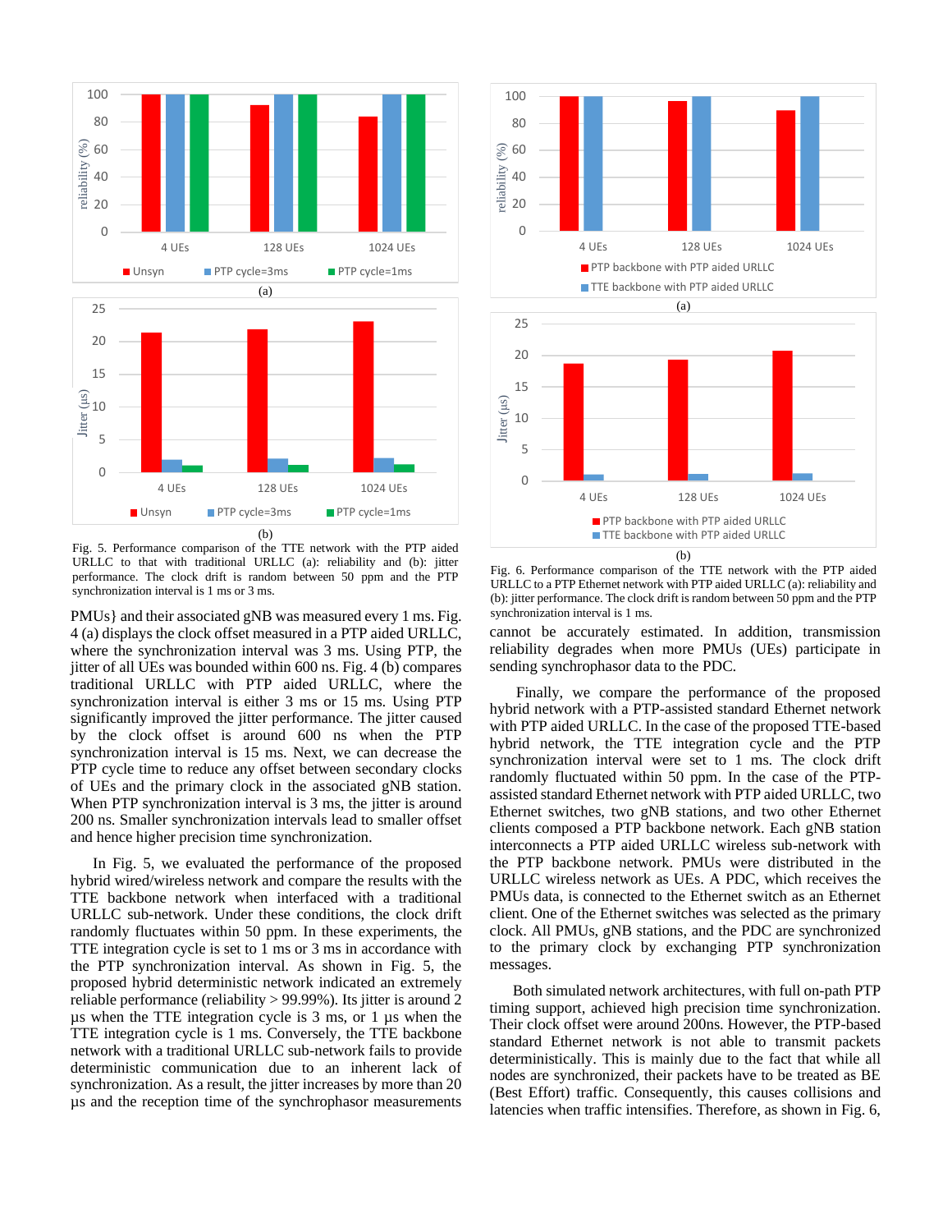Fig. 5. Performance comparison of the TTE network with the PTP aided URLLC to that with traditional URLLC (a): reliability and (b): jitter performance. The clock drift is random between 50 ppm and the PTP synchronization interval is 1 ms or 3 ms.

PMUs} and their associated gNB was measured every 1 ms. Fig. 4 (a) displays the clock offset measured in a PTP aided URLLC, where the synchronization interval was 3 ms. Using PTP, the jitter of all UEs was bounded within 600 ns. Fig. 4 (b) compares traditional URLLC with PTP aided URLLC, where the synchronization interval is either 3 ms or 15 ms. Using PTP significantly improved the jitter performance. The jitter caused by the clock offset is around 600 ns when the PTP synchronization interval is 15 ms. Next, we can decrease the PTP cycle time to reduce any offset between secondary clocks of UEs and the primary clock in the associated gNB station. When PTP synchronization interval is 3 ms, the jitter is around 200 ns. Smaller synchronization intervals lead to smaller offset and hence higher precision time synchronization.

In Fig. 5, we evaluated the performance of the proposed hybrid wired/wireless network and compare the results with the TTE backbone network when interfaced with a traditional URLLC sub-network. Under these conditions, the clock drift randomly fluctuates within 50 ppm. In these experiments, the TTE integration cycle is set to 1 ms or 3 ms in accordance with the PTP synchronization interval. As shown in Fig. 5, the proposed hybrid deterministic network indicated an extremely reliable performance (reliability > 99.99%). Its jitter is around 2 µs when the TTE integration cycle is 3 ms, or 1 µs when the TTE integration cycle is 1 ms. Conversely, the TTE backbone network with a traditional URLLC sub-network fails to provide deterministic communication due to an inherent lack of synchronization. As a result, the jitter increases by more than 20 µs and the reception time of the synchrophasor measurements

Fig. 6. Performance comparison of the TTE network with the PTP aided URLLC to a PTP Ethernet network with PTP aided URLLC (a): reliability and (b): jitter performance. The clock drift is random between 50 ppm and the PTP synchronization interval is 1 ms.

cannot be accurately estimated. In addition, transmission reliability degrades when more PMUs (UEs) participate in sending synchrophasor data to the PDC.

Finally, we compare the performance of the proposed hybrid network with a PTP-assisted standard Ethernet network with PTP aided URLLC. In the case of the proposed TTE-based hybrid network, the TTE integration cycle and the PTP synchronization interval were set to 1 ms. The clock drift randomly fluctuated within 50 ppm. In the case of the PTP-assisted standard Ethernet network with PTP aided URLLC, two Ethernet switches, two gNB stations, and two other Ethernet clients composed a PTP backbone network. Each gNB station interconnects a PTP aided URLLC wireless sub-network with the PTP backbone network. PMUs were distributed in the URLLC wireless network as UEs. A PDC, which receives the PMUs data, is connected to the Ethernet switch as an Ethernet client. One of the Ethernet switches was selected as the primary clock. All PMUs, gNB stations, and the PDC are synchronized to the primary clock by exchanging PTP synchronization messages.

Both simulated network architectures, with full on-path PTP timing support, achieved high precision time synchronization. Their clock offset were around 200ns. However, the PTP-based standard Ethernet network is not able to transmit packets deterministically. This is mainly due to the fact that while all nodes are synchronized, their packets have to be treated as BE (Best Effort) traffic. Consequently, this causes collisions and latencies when traffic intensifies. Therefore, as shown in Fig. 6,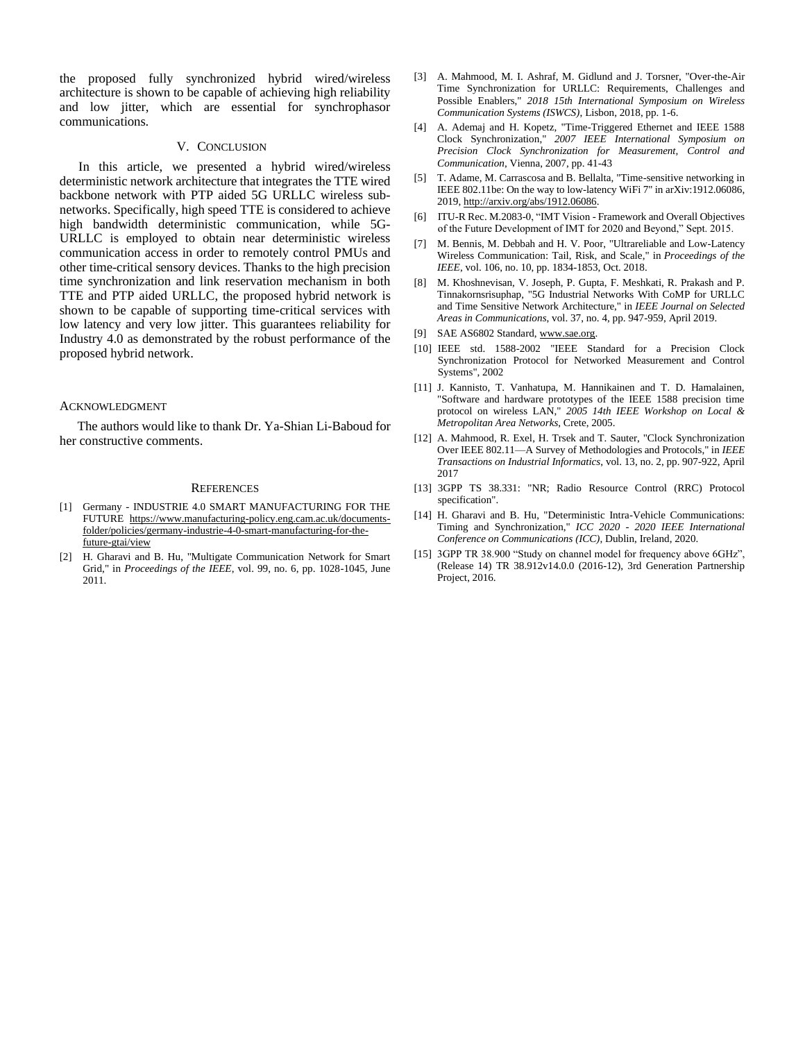the proposed fully synchronized hybrid wired/wireless architecture is shown to be capable of achieving high reliability and low jitter, which are essential for synchrophasor communications.

## V. Conclusion

In this article, we presented a hybrid wired/wireless deterministic network architecture that integrates the TTE wired backbone network with PTP aided 5G URLLC wireless sub-networks. Specifically, high speed TTE is considered to achieve high bandwidth deterministic communication, while 5G-URLLC is employed to obtain near deterministic wireless communication access in order to remotely control PMUs and other time-critical sensory devices. Thanks to the high precision time synchronization and link reservation mechanism in both TTE and PTP aided URLLC, the proposed hybrid network is shown to be capable of supporting time-critical services with low latency and very low jitter. This guarantees reliability for Industry 4.0 as demonstrated by the robust performance of the proposed hybrid network.

## Acknowledgment

The authors would like to thank Dr. Ya-Shian Li-Baboud for her constructive comments.

## References

[1] Germany - INDUSTRIE 4.0 SMART MANUFACTURING FOR THE FUTURE https://www.manufacturing-policy.eng.cam.ac.uk/documents-folder/policies/germany-industrie-4-0-smart-manufacturing-for-the-future-gtai/view

[2] H. Gharavi and B. Hu, "Multigate Communication Network for Smart Grid," in *Proceedings of the IEEE*, vol. 99, no. 6, pp. 1028-1045, June 2011.

[3] A. Mahmood, M. I. Ashraf, M. Gidlund and J. Torsner, "Over-the-Air Time Synchronization for URLLC: Requirements, Challenges and Possible Enablers," *2018 15th International Symposium on Wireless Communication Systems (ISWCS)*, Lisbon, 2018, pp. 1-6.

[4] A. Ademaj and H. Kopetz, "Time-Triggered Ethernet and IEEE 1588 Clock Synchronization," *2007 IEEE International Symposium on Precision Clock Synchronization for Measurement, Control and Communication*, Vienna, 2007, pp. 41-43

[5] T. Adame, M. Carrascosa and B. Bellalta, "Time-sensitive networking in IEEE 802.11be: On the way to low-latency WiFi 7" in arXiv:1912.06086, 2019, http://arxiv.org/abs/1912.06086.

[6] ITU-R Rec. M.2083-0, "IMT Vision - Framework and Overall Objectives of the Future Development of IMT for 2020 and Beyond," Sept. 2015.

[7] M. Bennis, M. Debbah and H. V. Poor, "Ultrareliable and Low-Latency Wireless Communication: Tail, Risk, and Scale," in *Proceedings of the IEEE*, vol. 106, no. 10, pp. 1834-1853, Oct. 2018.

[8] M. Khoshnevisan, V. Joseph, P. Gupta, F. Meshkati, R. Prakash and P. Tinnakornsrisuphap, "5G Industrial Networks With CoMP for URLLC and Time Sensitive Network Architecture," in *IEEE Journal on Selected Areas in Communications*, vol. 37, no. 4, pp. 947-959, April 2019.

[9] SAE AS6802 Standard, www.sae.org.

[10] IEEE std. 1588-2002 "IEEE Standard for a Precision Clock Synchronization Protocol for Networked Measurement and Control Systems", 2002

[11] J. Kannisto, T. Vanhatupa, M. Hannikainen and T. D. Hamalainen, "Software and hardware prototypes of the IEEE 1588 precision time protocol on wireless LAN," *2005 14th IEEE Workshop on Local & Metropolitan Area Networks*, Crete, 2005.

[12] A. Mahmood, R. Exel, H. Trsek and T. Sauter, "Clock Synchronization Over IEEE 802.11—A Survey of Methodologies and Protocols," in *IEEE Transactions on Industrial Informatics*, vol. 13, no. 2, pp. 907-922, April 2017

[13] 3GPP TS 38.331: "NR; Radio Resource Control (RRC) Protocol specification".

[14] H. Gharavi and B. Hu, "Deterministic Intra-Vehicle Communications: Timing and Synchronization," *ICC 2020 - 2020 IEEE International Conference on Communications (ICC)*, Dublin, Ireland, 2020.

[15] 3GPP TR 38.900 "Study on channel model for frequency above 6GHz", (Release 14) TR 38.912v14.0.0 (2016-12), 3rd Generation Partnership Project, 2016.